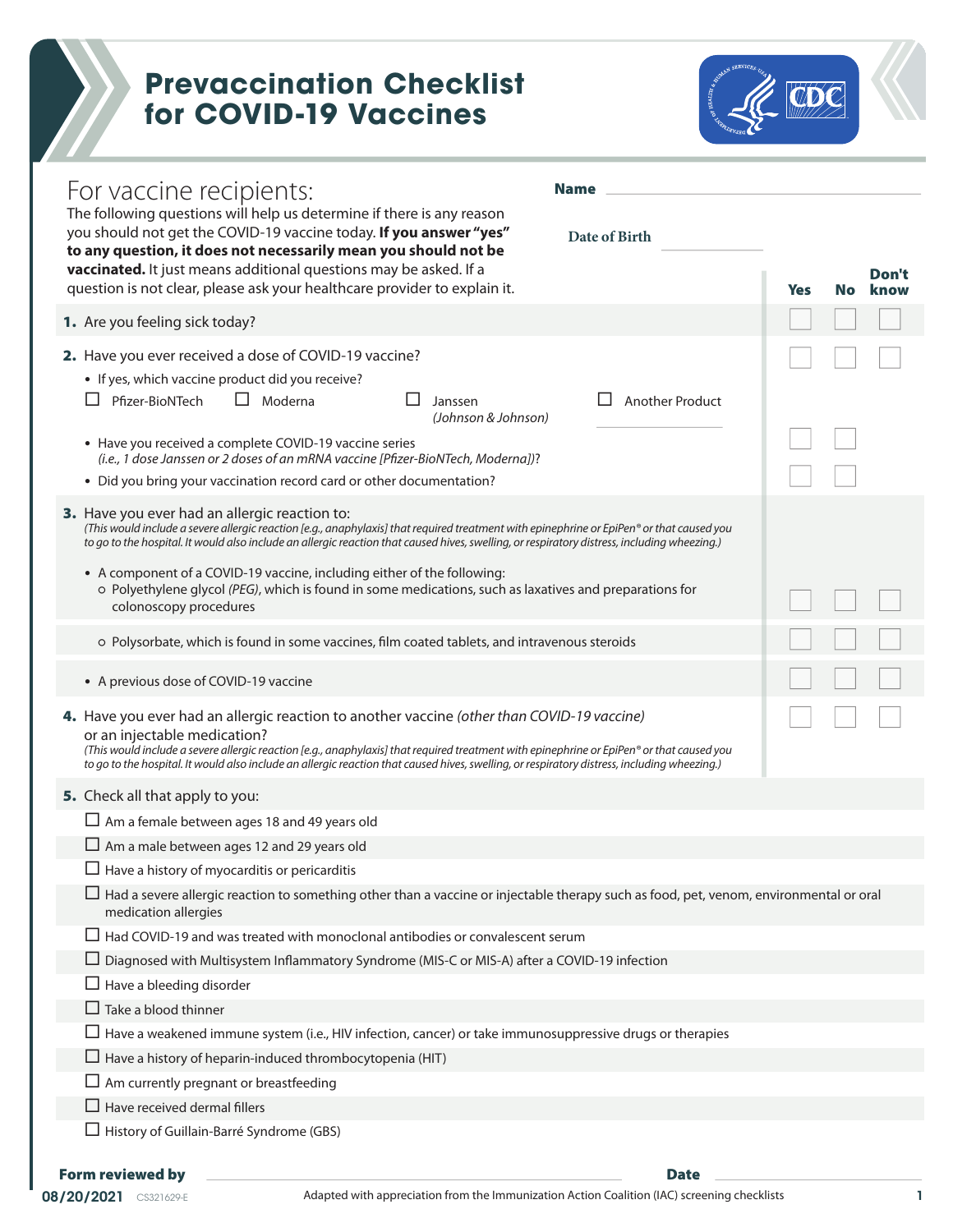# Prevaccination Checklist for COVID-19 Vaccines

## For vaccine recipients:

**Name** ______________________

**Date of Birth** ______________

The following questions will help us determine if there is any reason you should not get the COVID-19 vaccine today. **If you answer "yes" to any question, it does not necessarily mean you should not be vaccinated.** It just means additional questions may be asked. If a question is not clear, please ask your healthcare provider to explain it.

| | Yes | No | Don't know |
|---|---|---|---|
| **1.** Are you feeling sick today? | ☐ | ☐ | ☐ |
| **2.** Have you ever received a dose of COVID-19 vaccine? | ☐ | ☐ | ☐ |
| • If yes, which vaccine product did you receive? ☐ Pfizer-BioNTech ☐ Moderna ☐ Janssen *(Johnson & Johnson)* ☐ Another Product ________ | | | |
| • Have you received a complete COVID-19 vaccine series *(i.e., 1 dose Janssen or 2 doses of an mRNA vaccine [Pfizer-BioNTech, Moderna])*? | ☐ | ☐ | |
| • Did you bring your vaccination record card or other documentation? | ☐ | ☐ | |
| **3.** Have you ever had an allergic reaction to: *(This would include a severe allergic reaction [e.g., anaphylaxis] that required treatment with epinephrine or EpiPen® or that caused you to go to the hospital. It would also include an allergic reaction that caused hives, swelling, or respiratory distress, including wheezing.)* | | | |
| • A component of a COVID-19 vaccine, including either of the following: ◦ Polyethylene glycol *(PEG)*, which is found in some medications, such as laxatives and preparations for colonoscopy procedures | ☐ | ☐ | ☐ |
| ◦ Polysorbate, which is found in some vaccines, film coated tablets, and intravenous steroids | ☐ | ☐ | ☐ |
| • A previous dose of COVID-19 vaccine | ☐ | ☐ | ☐ |
| **4.** Have you ever had an allergic reaction to another vaccine *(other than COVID-19 vaccine)* or an injectable medication? *(This would include a severe allergic reaction [e.g., anaphylaxis] that required treatment with epinephrine or EpiPen® or that caused you to go to the hospital. It would also include an allergic reaction that caused hives, swelling, or respiratory distress, including wheezing.)* | ☐ | ☐ | ☐ |

**5.** Check all that apply to you:

- ☐ Am a female between ages 18 and 49 years old
- ☐ Am a male between ages 12 and 29 years old
- ☐ Have a history of myocarditis or pericarditis
- ☐ Had a severe allergic reaction to something other than a vaccine or injectable therapy such as food, pet, venom, environmental or oral medication allergies
- ☐ Had COVID-19 and was treated with monoclonal antibodies or convalescent serum
- ☐ Diagnosed with Multisystem Inflammatory Syndrome (MIS-C or MIS-A) after a COVID-19 infection
- ☐ Have a bleeding disorder
- ☐ Take a blood thinner
- ☐ Have a weakened immune system (i.e., HIV infection, cancer) or take immunosuppressive drugs or therapies
- ☐ Have a history of heparin-induced thrombocytopenia (HIT)
- ☐ Am currently pregnant or breastfeeding
- ☐ Have received dermal fillers
- ☐ History of Guillain-Barré Syndrome (GBS)

**Form reviewed by** ______________________ **Date** ______________

**08/20/2021** CS321629-E Adapted with appreciation from the Immunization Action Coalition (IAC) screening checklists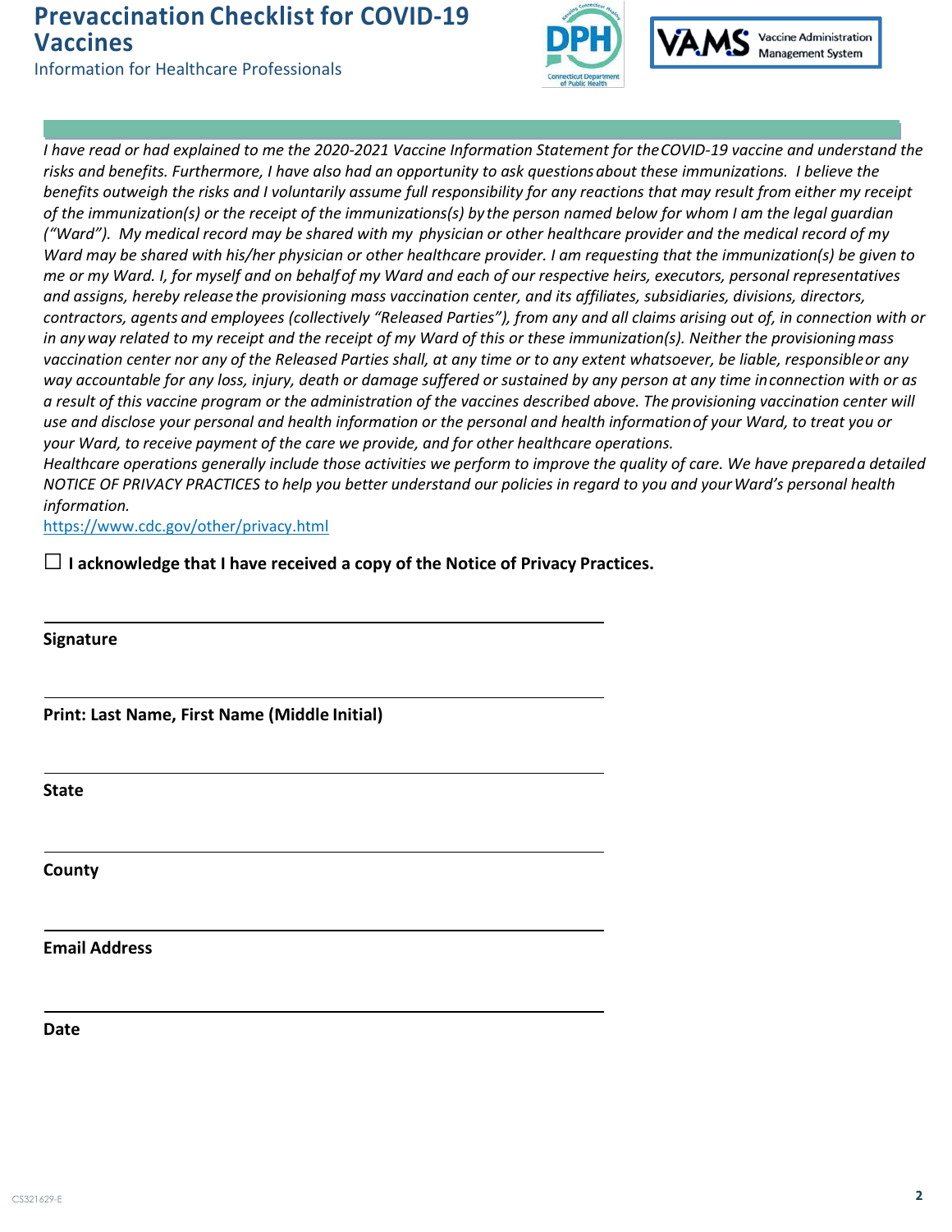# Prevaccination Checklist for COVID-19 Vaccines

Information for Healthcare Professionals

*I have read or had explained to me the 2020-2021 Vaccine Information Statement for the COVID-19 vaccine and understand the risks and benefits. Furthermore, I have also had an opportunity to ask questions about these immunizations. I believe the benefits outweigh the risks and I voluntarily assume full responsibility for any reactions that may result from either my receipt of the immunization(s) or the receipt of the immunizations(s) by the person named below for whom I am the legal guardian ("Ward"). My medical record may be shared with my physician or other healthcare provider and the medical record of my Ward may be shared with his/her physician or other healthcare provider. I am requesting that the immunization(s) be given to me or my Ward. I, for myself and on behalf of my Ward and each of our respective heirs, executors, personal representatives and assigns, hereby release the provisioning mass vaccination center, and its affiliates, subsidiaries, divisions, directors, contractors, agents and employees (collectively "Released Parties"), from any and all claims arising out of, in connection with or in any way related to my receipt and the receipt of my Ward of this or these immunization(s). Neither the provisioning mass vaccination center nor any of the Released Parties shall, at any time or to any extent whatsoever, be liable, responsible or any way accountable for any loss, injury, death or damage suffered or sustained by any person at any time in connection with or as a result of this vaccine program or the administration of the vaccines described above. The provisioning vaccination center will use and disclose your personal and health information or the personal and health information of your Ward, to treat you or your Ward, to receive payment of the care we provide, and for other healthcare operations.*

*Healthcare operations generally include those activities we perform to improve the quality of care. We have prepared a detailed NOTICE OF PRIVACY PRACTICES to help you better understand our policies in regard to you and your Ward's personal health information.*

https://www.cdc.gov/other/privacy.html

☐ **I acknowledge that I have received a copy of the Notice of Privacy Practices.**

______________________________

**Signature**

______________________________

**Print: Last Name, First Name (Middle Initial)**

______________________________

**State**

______________________________

**County**

______________________________

**Email Address**

______________________________

**Date**

CS321629-E